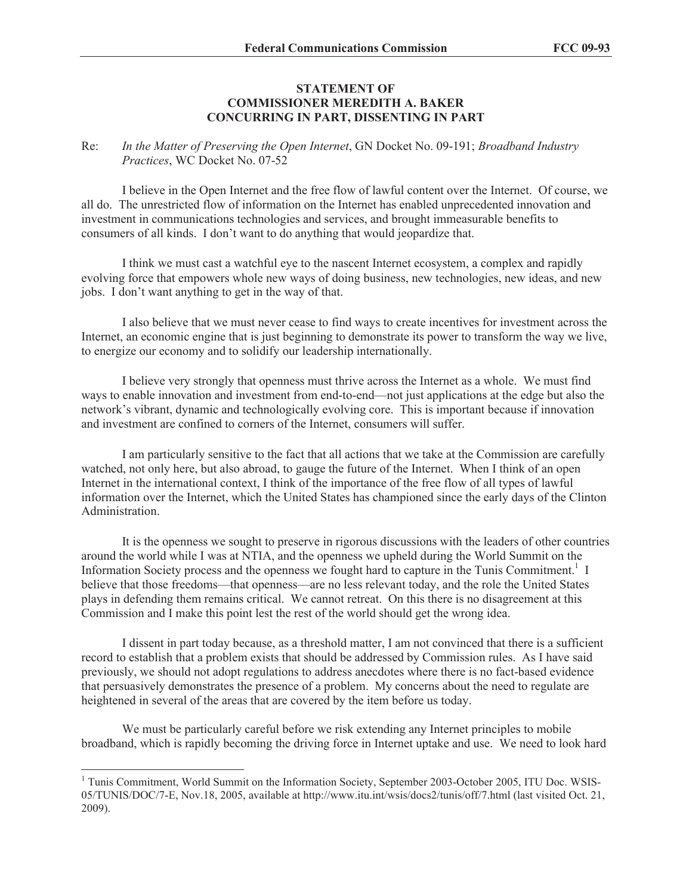**STATEMENT OF**
**COMMISSIONER MEREDITH A. BAKER**
**CONCURRING IN PART, DISSENTING IN PART**

Re: *In the Matter of Preserving the Open Internet*, GN Docket No. 09-191; *Broadband Industry Practices*, WC Docket No. 07-52

I believe in the Open Internet and the free flow of lawful content over the Internet. Of course, we all do. The unrestricted flow of information on the Internet has enabled unprecedented innovation and investment in communications technologies and services, and brought immeasurable benefits to consumers of all kinds. I don't want to do anything that would jeopardize that.

I think we must cast a watchful eye to the nascent Internet ecosystem, a complex and rapidly evolving force that empowers whole new ways of doing business, new technologies, new ideas, and new jobs. I don't want anything to get in the way of that.

I also believe that we must never cease to find ways to create incentives for investment across the Internet, an economic engine that is just beginning to demonstrate its power to transform the way we live, to energize our economy and to solidify our leadership internationally.

I believe very strongly that openness must thrive across the Internet as a whole. We must find ways to enable innovation and investment from end-to-end—not just applications at the edge but also the network's vibrant, dynamic and technologically evolving core. This is important because if innovation and investment are confined to corners of the Internet, consumers will suffer.

I am particularly sensitive to the fact that all actions that we take at the Commission are carefully watched, not only here, but also abroad, to gauge the future of the Internet. When I think of an open Internet in the international context, I think of the importance of the free flow of all types of lawful information over the Internet, which the United States has championed since the early days of the Clinton Administration.

It is the openness we sought to preserve in rigorous discussions with the leaders of other countries around the world while I was at NTIA, and the openness we upheld during the World Summit on the Information Society process and the openness we fought hard to capture in the Tunis Commitment.[1] I believe that those freedoms—that openness—are no less relevant today, and the role the United States plays in defending them remains critical. We cannot retreat. On this there is no disagreement at this Commission and I make this point lest the rest of the world should get the wrong idea.

I dissent in part today because, as a threshold matter, I am not convinced that there is a sufficient record to establish that a problem exists that should be addressed by Commission rules. As I have said previously, we should not adopt regulations to address anecdotes where there is no fact-based evidence that persuasively demonstrates the presence of a problem. My concerns about the need to regulate are heightened in several of the areas that are covered by the item before us today.

We must be particularly careful before we risk extending any Internet principles to mobile broadband, which is rapidly becoming the driving force in Internet uptake and use. We need to look hard

---

[1] Tunis Commitment, World Summit on the Information Society, September 2003-October 2005, ITU Doc. WSIS-05/TUNIS/DOC/7-E, Nov.18, 2005, available at http://www.itu.int/wsis/docs2/tunis/off/7.html (last visited Oct. 21, 2009).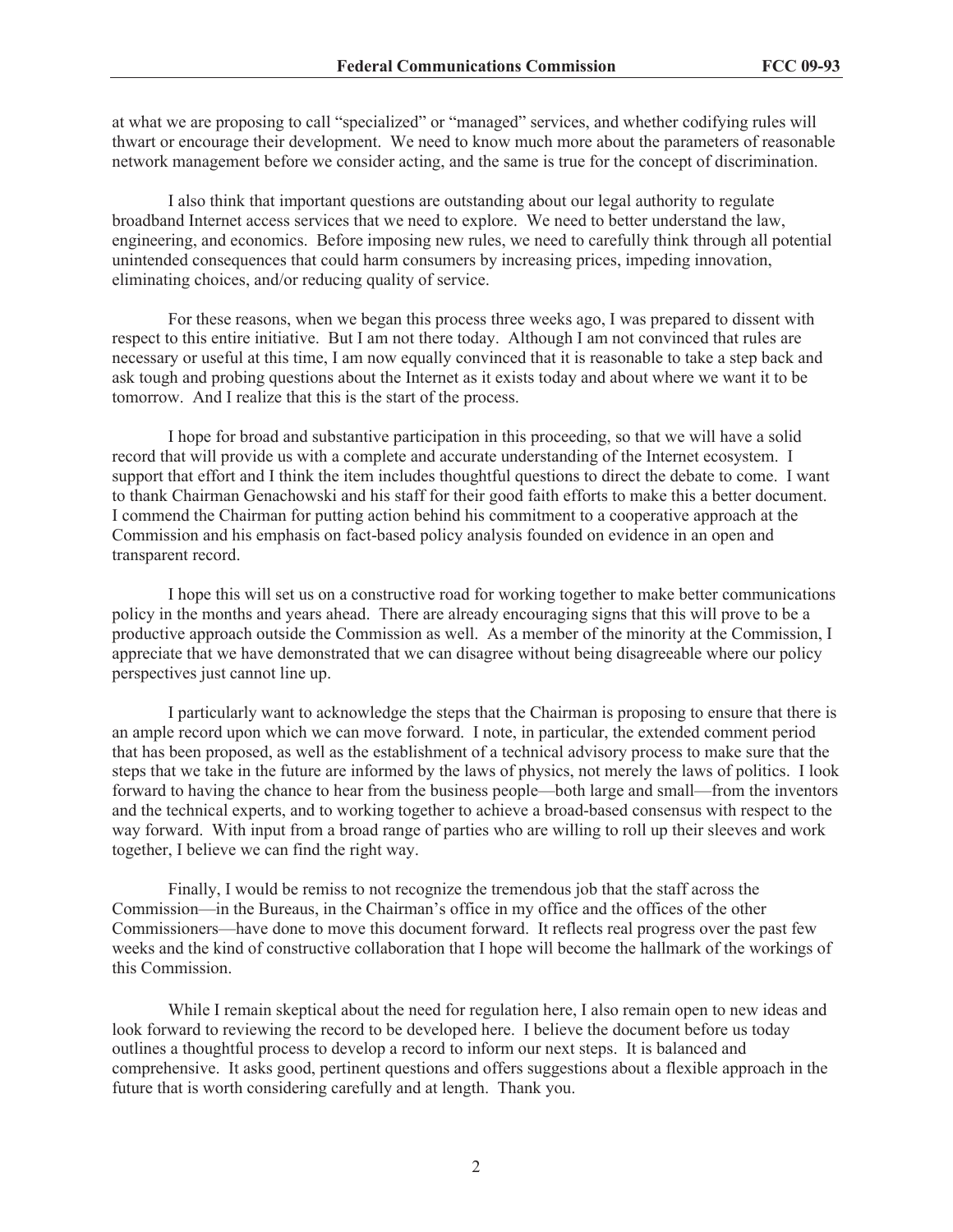at what we are proposing to call "specialized" or "managed" services, and whether codifying rules will thwart or encourage their development. We need to know much more about the parameters of reasonable network management before we consider acting, and the same is true for the concept of discrimination.

I also think that important questions are outstanding about our legal authority to regulate broadband Internet access services that we need to explore. We need to better understand the law, engineering, and economics. Before imposing new rules, we need to carefully think through all potential unintended consequences that could harm consumers by increasing prices, impeding innovation, eliminating choices, and/or reducing quality of service.

For these reasons, when we began this process three weeks ago, I was prepared to dissent with respect to this entire initiative. But I am not there today. Although I am not convinced that rules are necessary or useful at this time, I am now equally convinced that it is reasonable to take a step back and ask tough and probing questions about the Internet as it exists today and about where we want it to be tomorrow. And I realize that this is the start of the process.

I hope for broad and substantive participation in this proceeding, so that we will have a solid record that will provide us with a complete and accurate understanding of the Internet ecosystem. I support that effort and I think the item includes thoughtful questions to direct the debate to come. I want to thank Chairman Genachowski and his staff for their good faith efforts to make this a better document. I commend the Chairman for putting action behind his commitment to a cooperative approach at the Commission and his emphasis on fact-based policy analysis founded on evidence in an open and transparent record.

I hope this will set us on a constructive road for working together to make better communications policy in the months and years ahead. There are already encouraging signs that this will prove to be a productive approach outside the Commission as well. As a member of the minority at the Commission, I appreciate that we have demonstrated that we can disagree without being disagreeable where our policy perspectives just cannot line up.

I particularly want to acknowledge the steps that the Chairman is proposing to ensure that there is an ample record upon which we can move forward. I note, in particular, the extended comment period that has been proposed, as well as the establishment of a technical advisory process to make sure that the steps that we take in the future are informed by the laws of physics, not merely the laws of politics. I look forward to having the chance to hear from the business people—both large and small—from the inventors and the technical experts, and to working together to achieve a broad-based consensus with respect to the way forward. With input from a broad range of parties who are willing to roll up their sleeves and work together, I believe we can find the right way.

Finally, I would be remiss to not recognize the tremendous job that the staff across the Commission—in the Bureaus, in the Chairman's office in my office and the offices of the other Commissioners—have done to move this document forward. It reflects real progress over the past few weeks and the kind of constructive collaboration that I hope will become the hallmark of the workings of this Commission.

While I remain skeptical about the need for regulation here, I also remain open to new ideas and look forward to reviewing the record to be developed here. I believe the document before us today outlines a thoughtful process to develop a record to inform our next steps. It is balanced and comprehensive. It asks good, pertinent questions and offers suggestions about a flexible approach in the future that is worth considering carefully and at length. Thank you.